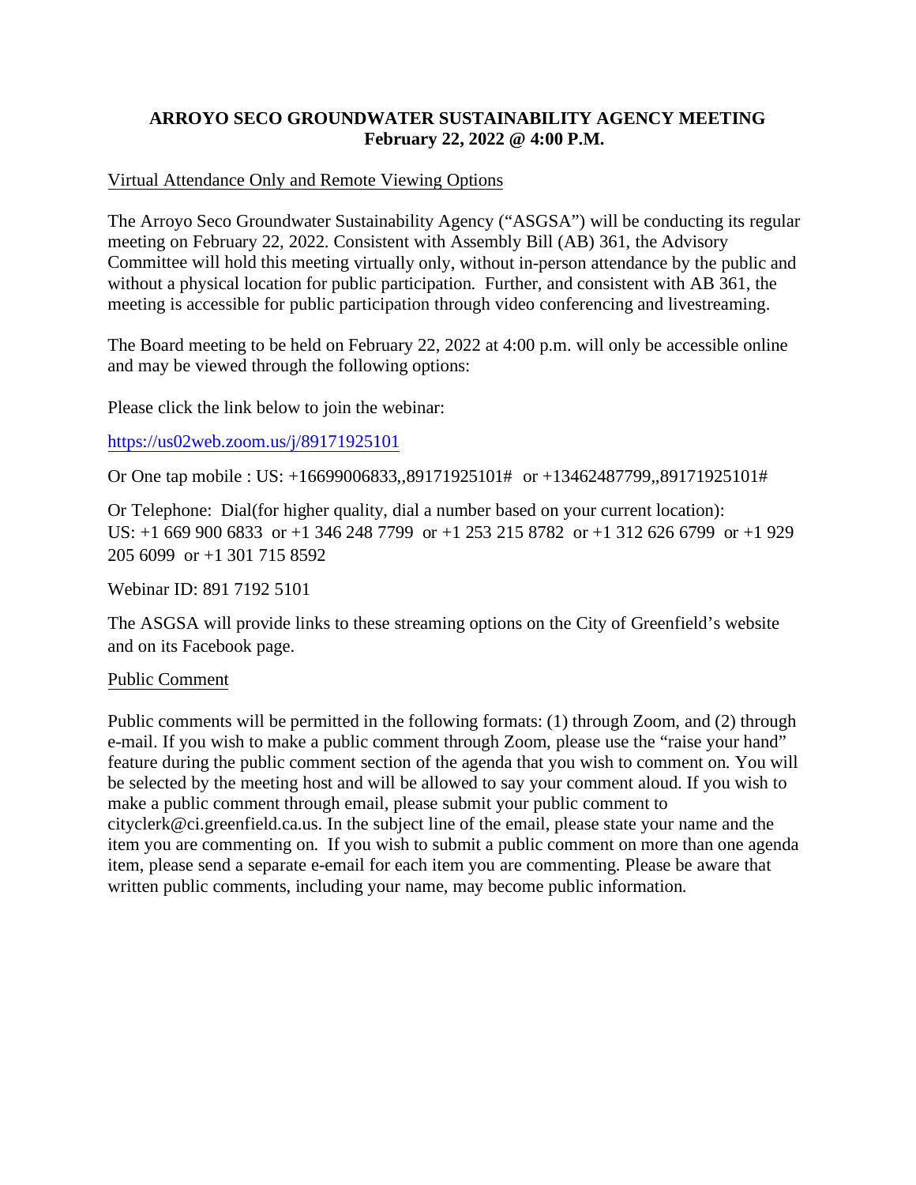# ARROYO SECO GROUNDWATER SUSTAINABILITY AGENCY MEETING
**February 22, 2022 @ 4:00 P.M.**

Virtual Attendance Only and Remote Viewing Options

The Arroyo Seco Groundwater Sustainability Agency ("ASGSA") will be conducting its regular meeting on February 22, 2022. Consistent with Assembly Bill (AB) 361, the Advisory Committee will hold this meeting virtually only, without in-person attendance by the public and without a physical location for public participation. Further, and consistent with AB 361, the meeting is accessible for public participation through video conferencing and livestreaming.

The Board meeting to be held on February 22, 2022 at 4:00 p.m. will only be accessible online and may be viewed through the following options:

Please click the link below to join the webinar:

https://us02web.zoom.us/j/89171925101

Or One tap mobile : US: +16699006833,,89171925101# or +13462487799,,89171925101#

Or Telephone: Dial(for higher quality, dial a number based on your current location):
US: +1 669 900 6833 or +1 346 248 7799 or +1 253 215 8782 or +1 312 626 6799 or +1 929 205 6099 or +1 301 715 8592

Webinar ID: 891 7192 5101

The ASGSA will provide links to these streaming options on the City of Greenfield's website and on its Facebook page.

Public Comment

Public comments will be permitted in the following formats: (1) through Zoom, and (2) through e-mail. If you wish to make a public comment through Zoom, please use the "raise your hand" feature during the public comment section of the agenda that you wish to comment on. You will be selected by the meeting host and will be allowed to say your comment aloud. If you wish to make a public comment through email, please submit your public comment to cityclerk@ci.greenfield.ca.us. In the subject line of the email, please state your name and the item you are commenting on. If you wish to submit a public comment on more than one agenda item, please send a separate e-email for each item you are commenting. Please be aware that written public comments, including your name, may become public information.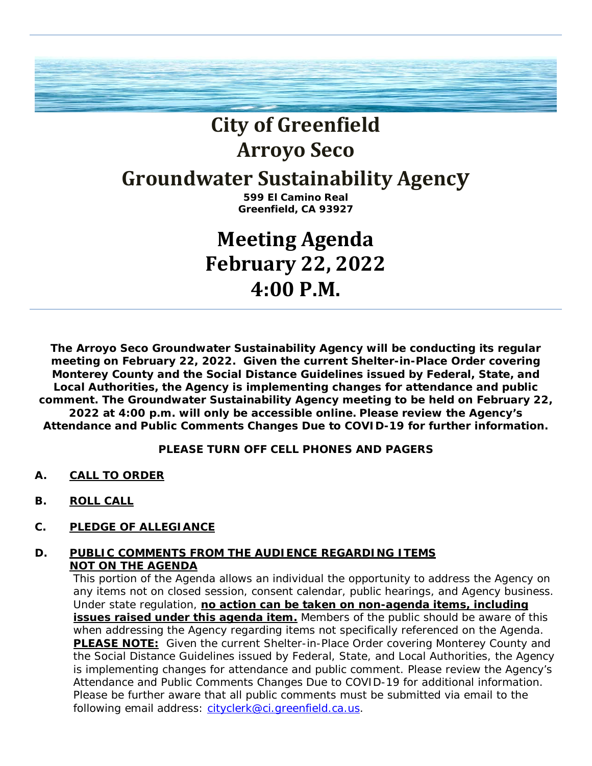# City of Greenfield
# Arroyo Seco
# Groundwater Sustainability Agency

**599 El Camino Real**
**Greenfield, CA 93927**

# Meeting Agenda
# February 22, 2022
# 4:00 P.M.

---

**The Arroyo Seco Groundwater Sustainability Agency will be conducting its regular meeting on February 22, 2022. Given the current Shelter-in-Place Order covering Monterey County and the Social Distance Guidelines issued by Federal, State, and Local Authorities, the Agency is implementing changes for attendance and public comment. The Groundwater Sustainability Agency meeting to be held on February 22, 2022 at 4:00 p.m. will only be accessible online. Please review the Agency's Attendance and Public Comments Changes Due to COVID-19 for further information.**

**PLEASE TURN OFF CELL PHONES AND PAGERS**

**A. CALL TO ORDER**

**B. ROLL CALL**

**C. PLEDGE OF ALLEGIANCE**

**D. PUBLIC COMMENTS FROM THE AUDIENCE REGARDING ITEMS NOT ON THE AGENDA**

This portion of the Agenda allows an individual the opportunity to address the Agency on any items not on closed session, consent calendar, public hearings, and Agency business. Under state regulation, **no action can be taken on non-agenda items, including issues raised under this agenda item.** Members of the public should be aware of this when addressing the Agency regarding items not specifically referenced on the Agenda. **PLEASE NOTE:** Given the current Shelter-in-Place Order covering Monterey County and the Social Distance Guidelines issued by Federal, State, and Local Authorities, the Agency is implementing changes for attendance and public comment. Please review the Agency's Attendance and Public Comments Changes Due to COVID-19 for additional information. Please be further aware that all public comments must be submitted via email to the following email address: cityclerk@ci.greenfield.ca.us.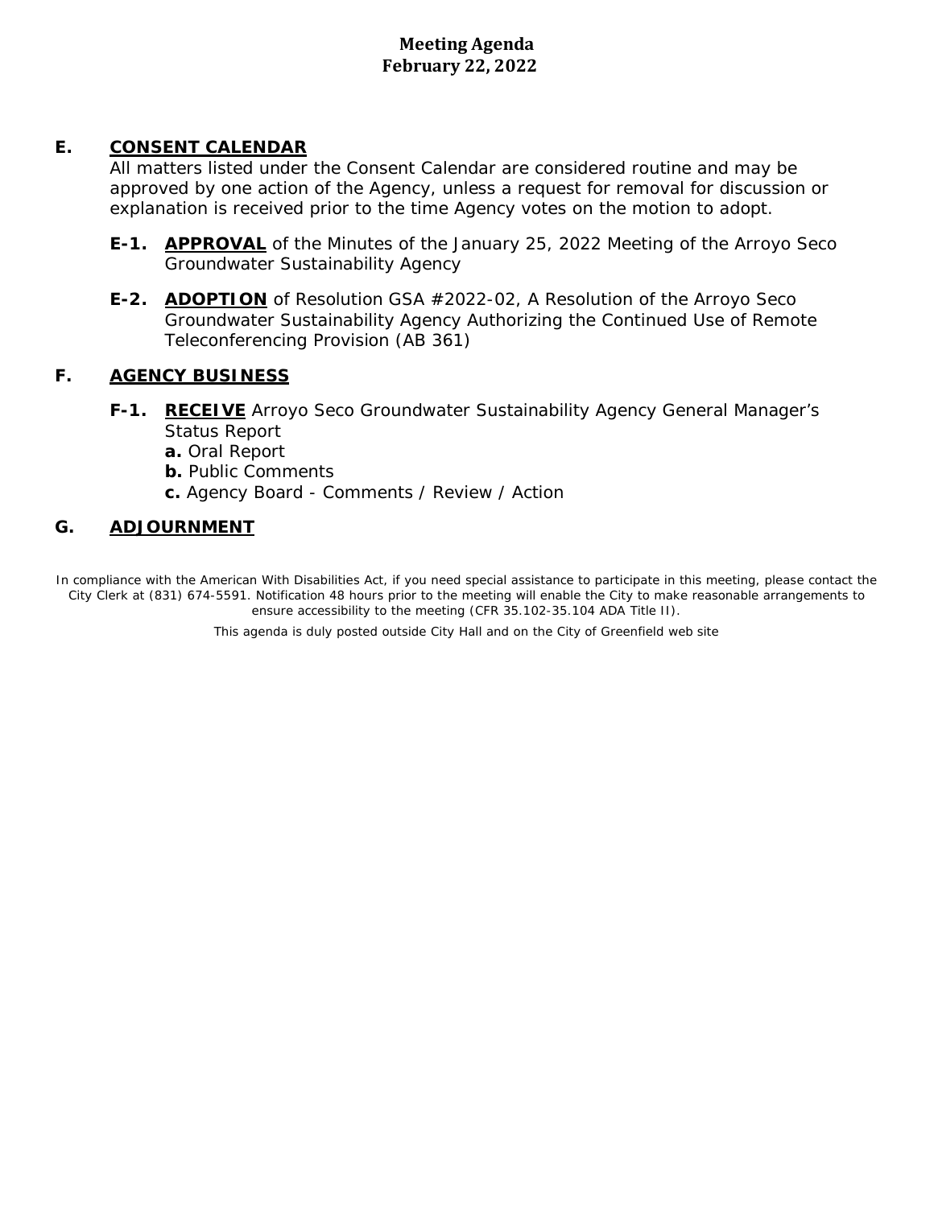## E. CONSENT CALENDAR

All matters listed under the Consent Calendar are considered routine and may be approved by one action of the Agency, unless a request for removal for discussion or explanation is received prior to the time Agency votes on the motion to adopt.

**E-1. APPROVAL** of the Minutes of the January 25, 2022 Meeting of the Arroyo Seco Groundwater Sustainability Agency

**E-2. ADOPTION** of Resolution GSA #2022-02, A Resolution of the Arroyo Seco Groundwater Sustainability Agency Authorizing the Continued Use of Remote Teleconferencing Provision (AB 361)

## F. AGENCY BUSINESS

**F-1. RECEIVE** Arroyo Seco Groundwater Sustainability Agency General Manager's Status Report

**a.** Oral Report
**b.** Public Comments
**c.** Agency Board - Comments / Review / Action

## G. ADJOURNMENT

In compliance with the American With Disabilities Act, if you need special assistance to participate in this meeting, please contact the City Clerk at (831) 674-5591. Notification 48 hours prior to the meeting will enable the City to make reasonable arrangements to ensure accessibility to the meeting (CFR 35.102-35.104 ADA Title II).

This agenda is duly posted outside City Hall and on the City of Greenfield web site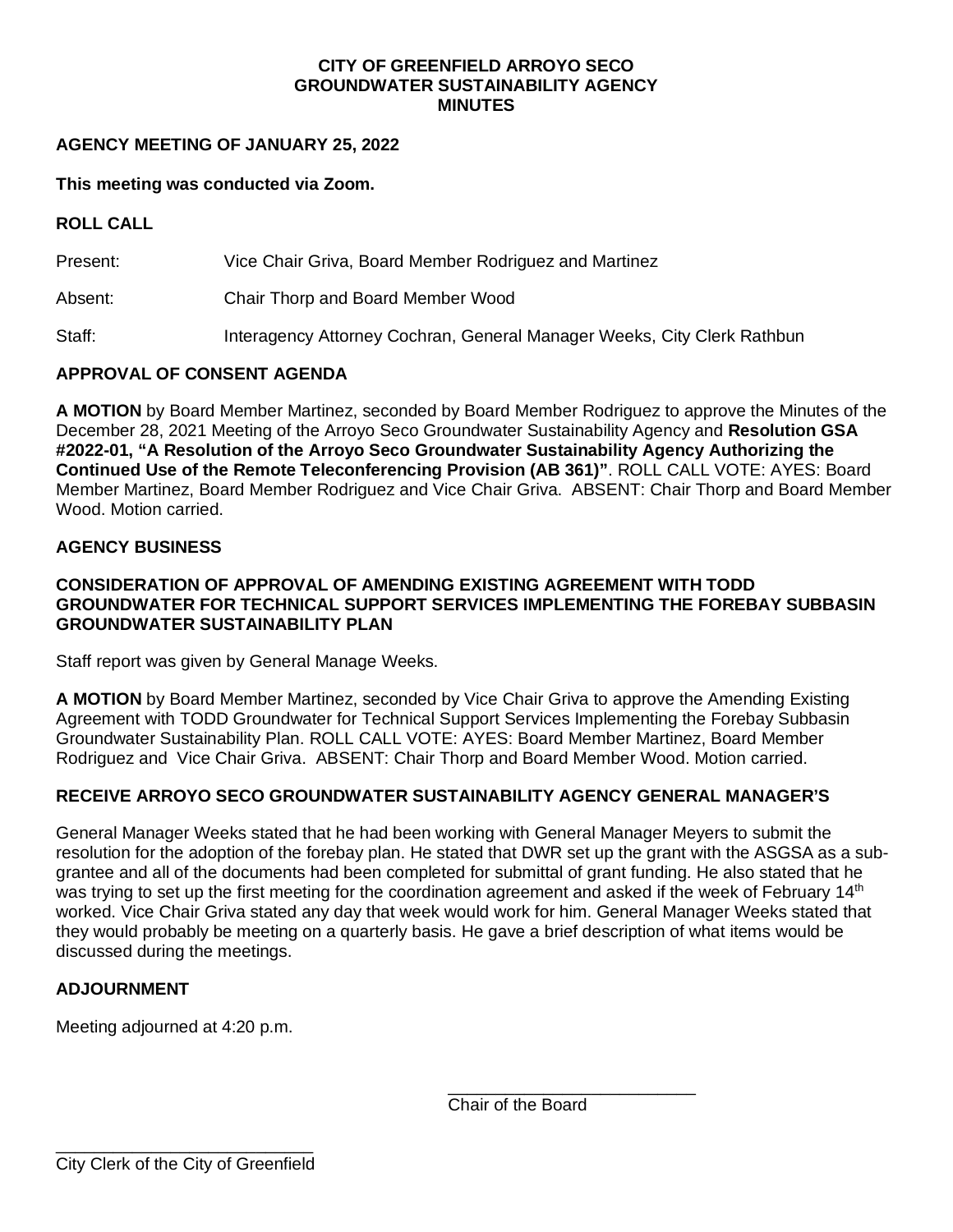**CITY OF GREENFIELD ARROYO SECO**
**GROUNDWATER SUSTAINABILITY AGENCY**
**MINUTES**

**AGENCY MEETING OF JANUARY 25, 2022**

**This meeting was conducted via Zoom.**

**ROLL CALL**

Present: Vice Chair Griva, Board Member Rodriguez and Martinez

Absent: Chair Thorp and Board Member Wood

Staff: Interagency Attorney Cochran, General Manager Weeks, City Clerk Rathbun

**APPROVAL OF CONSENT AGENDA**

**A MOTION** by Board Member Martinez, seconded by Board Member Rodriguez to approve the Minutes of the December 28, 2021 Meeting of the Arroyo Seco Groundwater Sustainability Agency and **Resolution GSA #2022-01, "A Resolution of the Arroyo Seco Groundwater Sustainability Agency Authorizing the Continued Use of the Remote Teleconferencing Provision (AB 361)"**. ROLL CALL VOTE: AYES: Board Member Martinez, Board Member Rodriguez and Vice Chair Griva. ABSENT: Chair Thorp and Board Member Wood. Motion carried.

**AGENCY BUSINESS**

**CONSIDERATION OF APPROVAL OF AMENDING EXISTING AGREEMENT WITH TODD GROUNDWATER FOR TECHNICAL SUPPORT SERVICES IMPLEMENTING THE FOREBAY SUBBASIN GROUNDWATER SUSTAINABILITY PLAN**

Staff report was given by General Manage Weeks.

**A MOTION** by Board Member Martinez, seconded by Vice Chair Griva to approve the Amending Existing Agreement with TODD Groundwater for Technical Support Services Implementing the Forebay Subbasin Groundwater Sustainability Plan. ROLL CALL VOTE: AYES: Board Member Martinez, Board Member Rodriguez and Vice Chair Griva. ABSENT: Chair Thorp and Board Member Wood. Motion carried.

**RECEIVE ARROYO SECO GROUNDWATER SUSTAINABILITY AGENCY GENERAL MANAGER'S**

General Manager Weeks stated that he had been working with General Manager Meyers to submit the resolution for the adoption of the forebay plan. He stated that DWR set up the grant with the ASGSA as a sub-grantee and all of the documents had been completed for submittal of grant funding. He also stated that he was trying to set up the first meeting for the coordination agreement and asked if the week of February 14th worked. Vice Chair Griva stated any day that week would work for him. General Manager Weeks stated that they would probably be meeting on a quarterly basis. He gave a brief description of what items would be discussed during the meetings.

**ADJOURNMENT**

Meeting adjourned at 4:20 p.m.

\_\_\_\_\_\_\_\_\_\_\_\_\_\_\_\_\_\_\_\_\_\_\_\_\_\_
Chair of the Board

\_\_\_\_\_\_\_\_\_\_\_\_\_\_\_\_\_\_\_\_\_\_\_\_\_\_
City Clerk of the City of Greenfield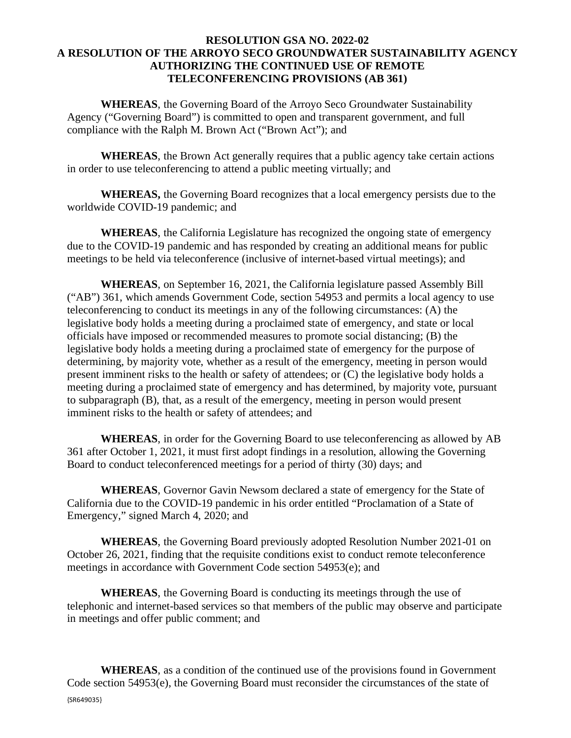**RESOLUTION GSA NO. 2022-02**
**A RESOLUTION OF THE ARROYO SECO GROUNDWATER SUSTAINABILITY AGENCY AUTHORIZING THE CONTINUED USE OF REMOTE TELECONFERENCING PROVISIONS (AB 361)**

**WHEREAS**, the Governing Board of the Arroyo Seco Groundwater Sustainability Agency ("Governing Board") is committed to open and transparent government, and full compliance with the Ralph M. Brown Act ("Brown Act"); and

**WHEREAS**, the Brown Act generally requires that a public agency take certain actions in order to use teleconferencing to attend a public meeting virtually; and

**WHEREAS,** the Governing Board recognizes that a local emergency persists due to the worldwide COVID-19 pandemic; and

**WHEREAS**, the California Legislature has recognized the ongoing state of emergency due to the COVID-19 pandemic and has responded by creating an additional means for public meetings to be held via teleconference (inclusive of internet-based virtual meetings); and

**WHEREAS**, on September 16, 2021, the California legislature passed Assembly Bill ("AB") 361, which amends Government Code, section 54953 and permits a local agency to use teleconferencing to conduct its meetings in any of the following circumstances: (A) the legislative body holds a meeting during a proclaimed state of emergency, and state or local officials have imposed or recommended measures to promote social distancing; (B) the legislative body holds a meeting during a proclaimed state of emergency for the purpose of determining, by majority vote, whether as a result of the emergency, meeting in person would present imminent risks to the health or safety of attendees; or (C) the legislative body holds a meeting during a proclaimed state of emergency and has determined, by majority vote, pursuant to subparagraph (B), that, as a result of the emergency, meeting in person would present imminent risks to the health or safety of attendees; and

**WHEREAS**, in order for the Governing Board to use teleconferencing as allowed by AB 361 after October 1, 2021, it must first adopt findings in a resolution, allowing the Governing Board to conduct teleconferenced meetings for a period of thirty (30) days; and

**WHEREAS**, Governor Gavin Newsom declared a state of emergency for the State of California due to the COVID-19 pandemic in his order entitled "Proclamation of a State of Emergency," signed March 4, 2020; and

**WHEREAS**, the Governing Board previously adopted Resolution Number 2021-01 on October 26, 2021, finding that the requisite conditions exist to conduct remote teleconference meetings in accordance with Government Code section 54953(e); and

**WHEREAS**, the Governing Board is conducting its meetings through the use of telephonic and internet-based services so that members of the public may observe and participate in meetings and offer public comment; and

**WHEREAS**, as a condition of the continued use of the provisions found in Government Code section 54953(e), the Governing Board must reconsider the circumstances of the state of

{SR649035}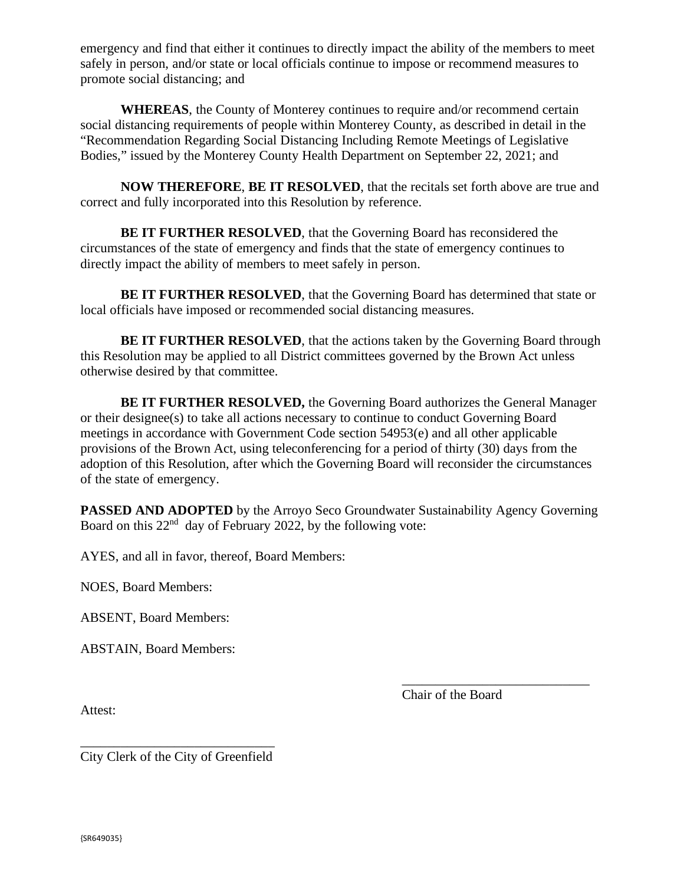emergency and find that either it continues to directly impact the ability of the members to meet safely in person, and/or state or local officials continue to impose or recommend measures to promote social distancing; and

**WHEREAS**, the County of Monterey continues to require and/or recommend certain social distancing requirements of people within Monterey County, as described in detail in the "Recommendation Regarding Social Distancing Including Remote Meetings of Legislative Bodies," issued by the Monterey County Health Department on September 22, 2021; and

**NOW THEREFORE**, **BE IT RESOLVED**, that the recitals set forth above are true and correct and fully incorporated into this Resolution by reference.

**BE IT FURTHER RESOLVED**, that the Governing Board has reconsidered the circumstances of the state of emergency and finds that the state of emergency continues to directly impact the ability of members to meet safely in person.

**BE IT FURTHER RESOLVED**, that the Governing Board has determined that state or local officials have imposed or recommended social distancing measures.

**BE IT FURTHER RESOLVED**, that the actions taken by the Governing Board through this Resolution may be applied to all District committees governed by the Brown Act unless otherwise desired by that committee.

**BE IT FURTHER RESOLVED,** the Governing Board authorizes the General Manager or their designee(s) to take all actions necessary to continue to conduct Governing Board meetings in accordance with Government Code section 54953(e) and all other applicable provisions of the Brown Act, using teleconferencing for a period of thirty (30) days from the adoption of this Resolution, after which the Governing Board will reconsider the circumstances of the state of emergency.

**PASSED AND ADOPTED** by the Arroyo Seco Groundwater Sustainability Agency Governing Board on this 22nd day of February 2022, by the following vote:

AYES, and all in favor, thereof, Board Members:

NOES, Board Members:

ABSENT, Board Members:

ABSTAIN, Board Members:

\_\_\_\_\_\_\_\_\_\_\_\_\_\_\_\_\_\_\_\_\_\_\_\_\_\_\_\_\_\_
Chair of the Board

Attest:

\_\_\_\_\_\_\_\_\_\_\_\_\_\_\_\_\_\_\_\_\_\_\_\_\_\_\_\_\_\_
City Clerk of the City of Greenfield

{SR649035}